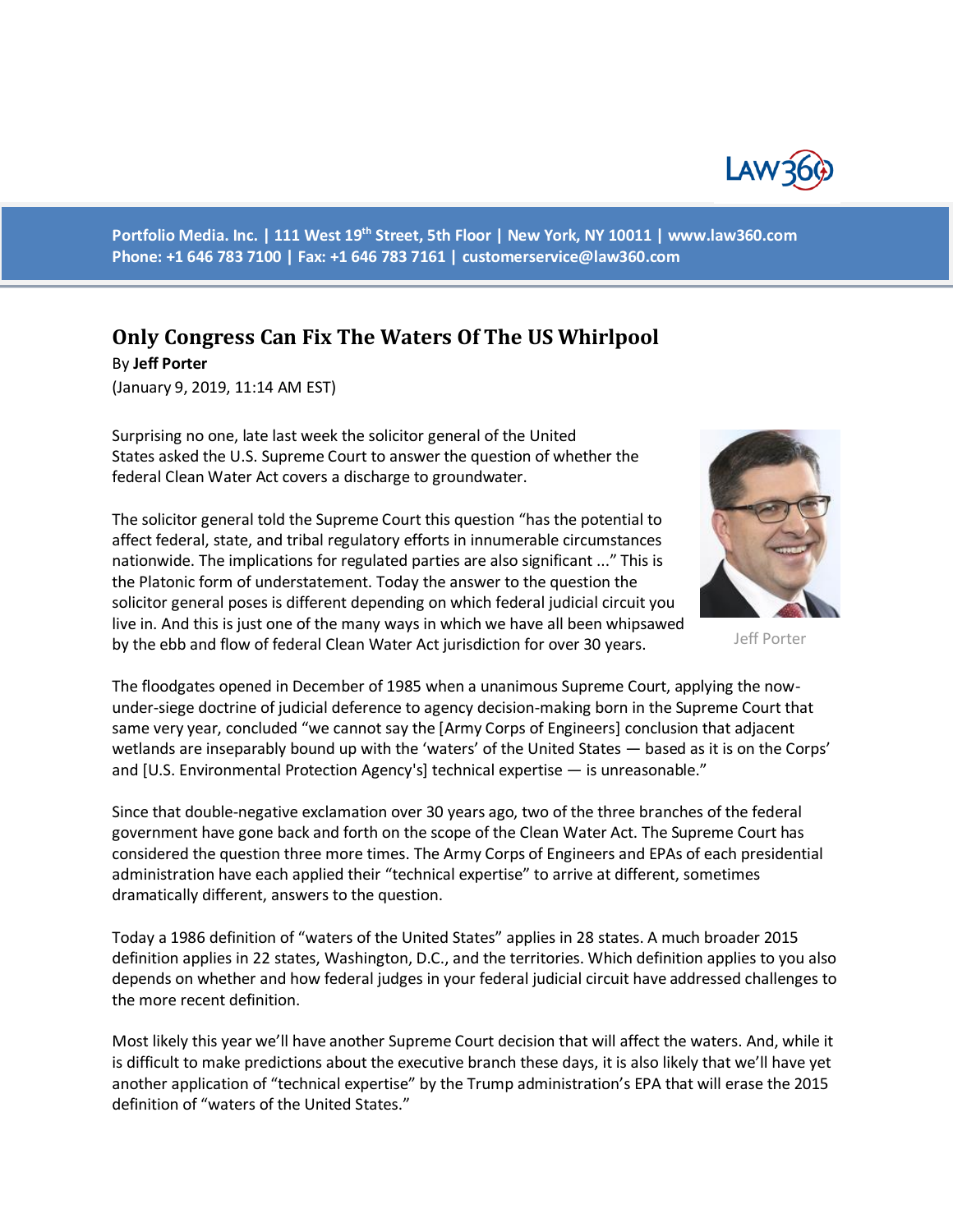Portfolio Media. Inc. | 111 West 19th Street, 5th Floor | New York, NY 10011 | www.law360.com
Phone: +1 646 783 7100 | Fax: +1 646 783 7161 | customerservice@law360.com

# Only Congress Can Fix The Waters Of The US Whirlpool

By **Jeff Porter**

(January 9, 2019, 11:14 AM EST)

Surprising no one, late last week the solicitor general of the United States asked the U.S. Supreme Court to answer the question of whether the federal Clean Water Act covers a discharge to groundwater.

Jeff Porter

The solicitor general told the Supreme Court this question "has the potential to affect federal, state, and tribal regulatory efforts in innumerable circumstances nationwide. The implications for regulated parties are also significant ..." This is the Platonic form of understatement. Today the answer to the question the solicitor general poses is different depending on which federal judicial circuit you live in. And this is just one of the many ways in which we have all been whipsawed by the ebb and flow of federal Clean Water Act jurisdiction for over 30 years.

The floodgates opened in December of 1985 when a unanimous Supreme Court, applying the now-under-siege doctrine of judicial deference to agency decision-making born in the Supreme Court that same very year, concluded "we cannot say the [Army Corps of Engineers] conclusion that adjacent wetlands are inseparably bound up with the 'waters' of the United States — based as it is on the Corps' and [U.S. Environmental Protection Agency's] technical expertise — is unreasonable."

Since that double-negative exclamation over 30 years ago, two of the three branches of the federal government have gone back and forth on the scope of the Clean Water Act. The Supreme Court has considered the question three more times. The Army Corps of Engineers and EPAs of each presidential administration have each applied their "technical expertise" to arrive at different, sometimes dramatically different, answers to the question.

Today a 1986 definition of "waters of the United States" applies in 28 states. A much broader 2015 definition applies in 22 states, Washington, D.C., and the territories. Which definition applies to you also depends on whether and how federal judges in your federal judicial circuit have addressed challenges to the more recent definition.

Most likely this year we'll have another Supreme Court decision that will affect the waters. And, while it is difficult to make predictions about the executive branch these days, it is also likely that we'll have yet another application of "technical expertise" by the Trump administration's EPA that will erase the 2015 definition of "waters of the United States."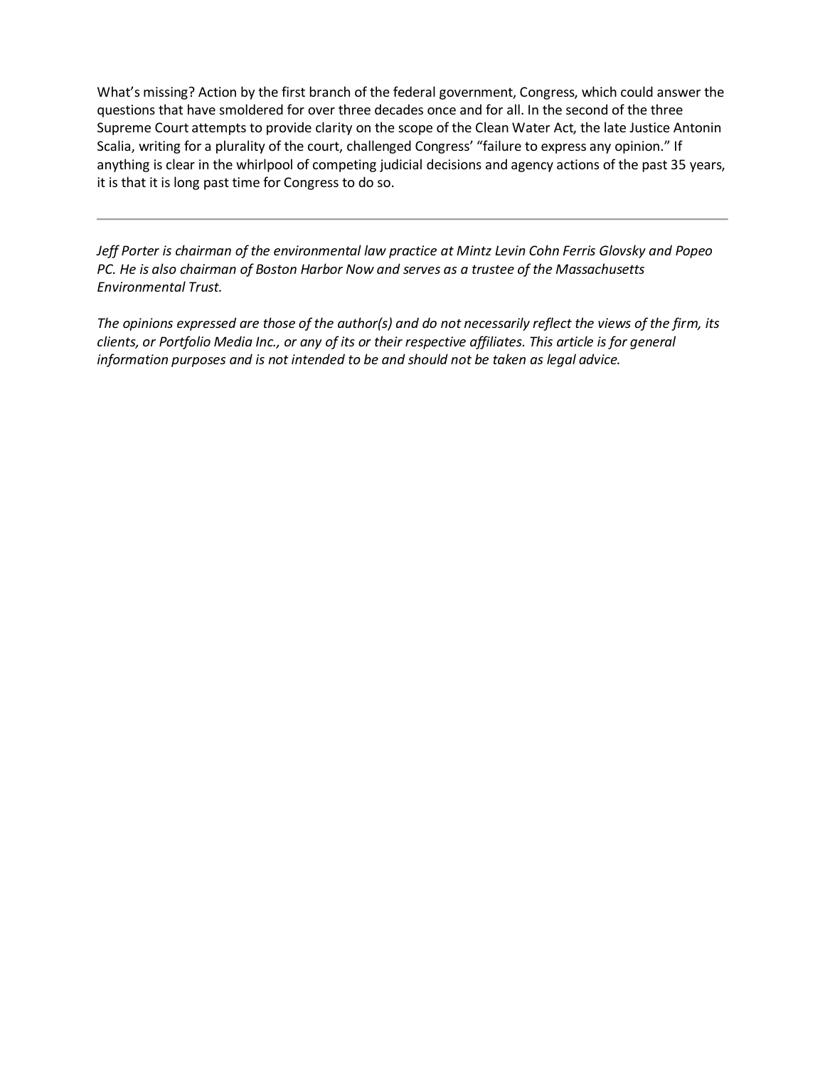What's missing? Action by the first branch of the federal government, Congress, which could answer the questions that have smoldered for over three decades once and for all. In the second of the three Supreme Court attempts to provide clarity on the scope of the Clean Water Act, the late Justice Antonin Scalia, writing for a plurality of the court, challenged Congress' "failure to express any opinion." If anything is clear in the whirlpool of competing judicial decisions and agency actions of the past 35 years, it is that it is long past time for Congress to do so.

---

*Jeff Porter is chairman of the environmental law practice at Mintz Levin Cohn Ferris Glovsky and Popeo PC. He is also chairman of Boston Harbor Now and serves as a trustee of the Massachusetts Environmental Trust.*

*The opinions expressed are those of the author(s) and do not necessarily reflect the views of the firm, its clients, or Portfolio Media Inc., or any of its or their respective affiliates. This article is for general information purposes and is not intended to be and should not be taken as legal advice.*